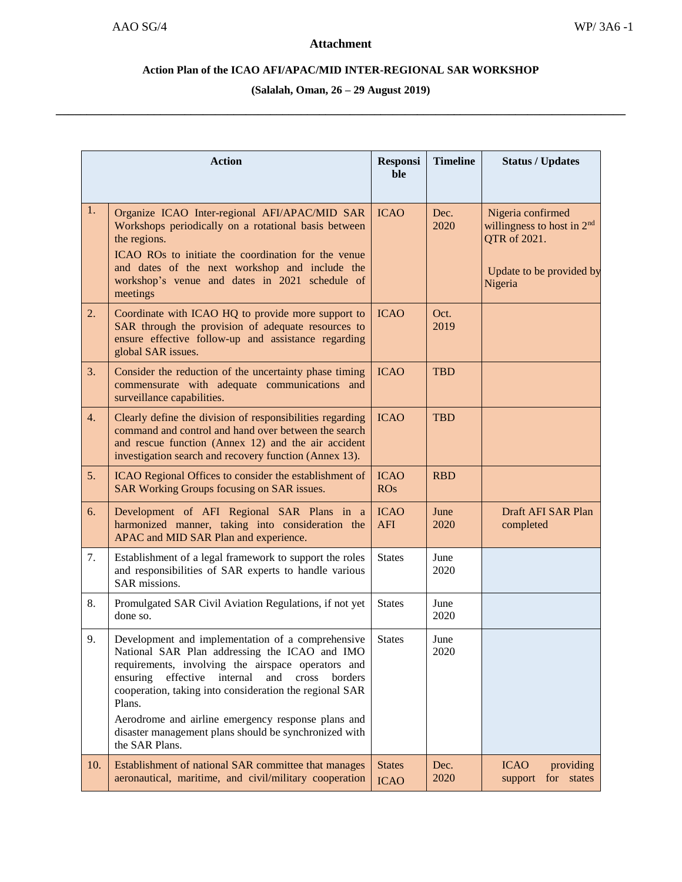**Attachment**

**Action Plan of the ICAO AFI/APAC/MID INTER-REGIONAL SAR WORKSHOP**

**(Salalah, Oman, 26 – 29 August 2019)**

| | Action | Responsible | Timeline | Status / Updates |
|---|---|---|---|---|
| 1. | Organize ICAO Inter-regional AFI/APAC/MID SAR Workshops periodically on a rotational basis between the regions.<br>ICAO ROs to initiate the coordination for the venue and dates of the next workshop and include the workshop's venue and dates in 2021 schedule of meetings | ICAO | Dec. 2020 | Nigeria confirmed willingness to host in 2nd QTR of 2021.<br>Update to be provided by Nigeria |
| 2. | Coordinate with ICAO HQ to provide more support to SAR through the provision of adequate resources to ensure effective follow-up and assistance regarding global SAR issues. | ICAO | Oct. 2019 | |
| 3. | Consider the reduction of the uncertainty phase timing commensurate with adequate communications and surveillance capabilities. | ICAO | TBD | |
| 4. | Clearly define the division of responsibilities regarding command and control and hand over between the search and rescue function (Annex 12) and the air accident investigation search and recovery function (Annex 13). | ICAO | TBD | |
| 5. | ICAO Regional Offices to consider the establishment of SAR Working Groups focusing on SAR issues. | ICAO ROs | RBD | |
| 6. | Development of AFI Regional SAR Plans in a harmonized manner, taking into consideration the APAC and MID SAR Plan and experience. | ICAO AFI | June 2020 | Draft AFI SAR Plan completed |
| 7. | Establishment of a legal framework to support the roles and responsibilities of SAR experts to handle various SAR missions. | States | June 2020 | |
| 8. | Promulgated SAR Civil Aviation Regulations, if not yet done so. | States | June 2020 | |
| 9. | Development and implementation of a comprehensive National SAR Plan addressing the ICAO and IMO requirements, involving the airspace operators and ensuring effective internal and cross borders cooperation, taking into consideration the regional SAR Plans.<br>Aerodrome and airline emergency response plans and disaster management plans should be synchronized with the SAR Plans. | States | June 2020 | |
| 10. | Establishment of national SAR committee that manages aeronautical, maritime, and civil/military cooperation | States<br>ICAO | Dec. 2020 | ICAO providing support for states |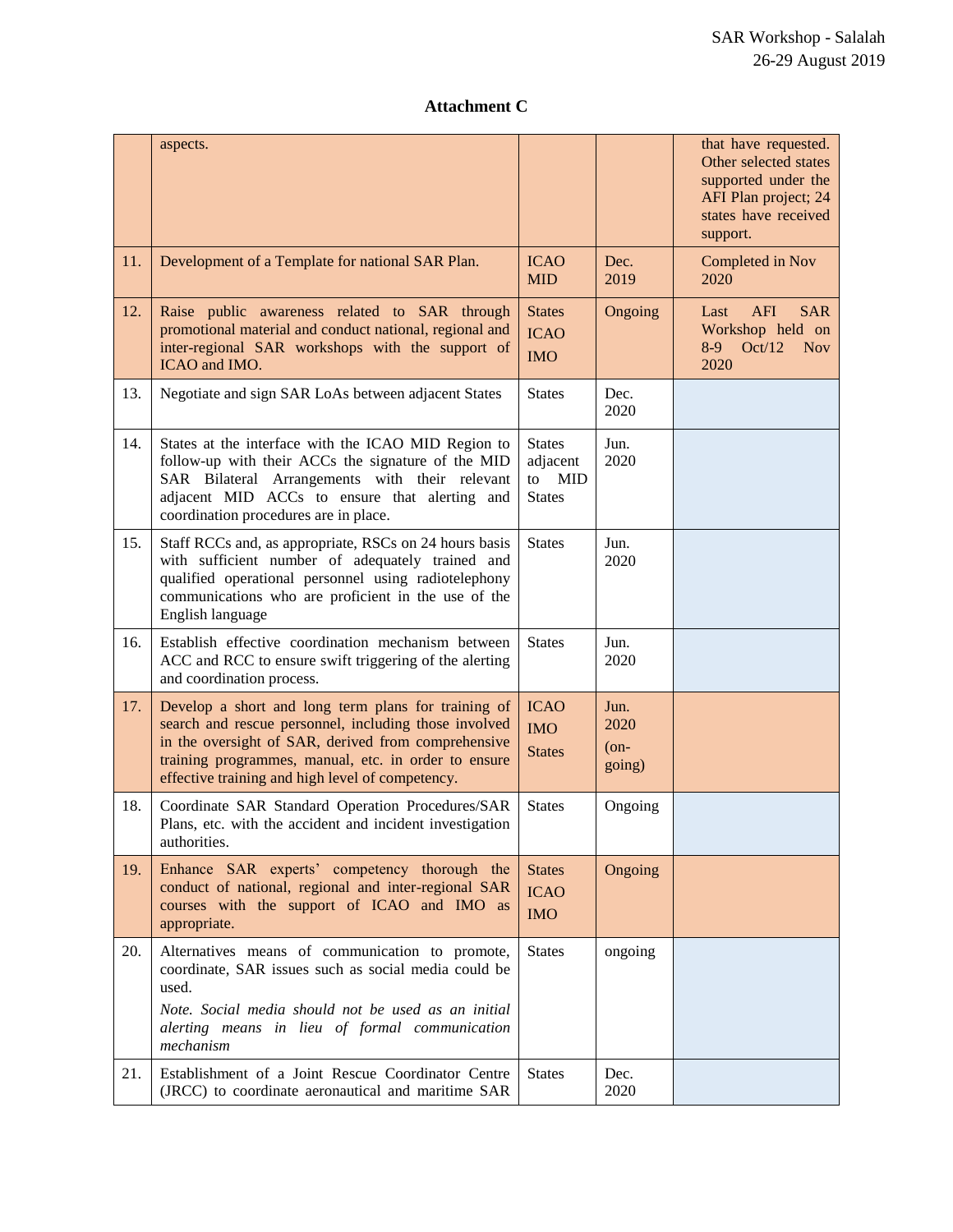**Attachment C**

| | | | | |
|---|---|---|---|---|
| | aspects. | | | that have requested. Other selected states supported under the AFI Plan project; 24 states have received support. |
| 11. | Development of a Template for national SAR Plan. | ICAO MID | Dec. 2019 | Completed in Nov 2020 |
| 12. | Raise public awareness related to SAR through promotional material and conduct national, regional and inter-regional SAR workshops with the support of ICAO and IMO. | States ICAO IMO | Ongoing | Last AFI SAR Workshop held on 8-9 Oct/12 Nov 2020 |
| 13. | Negotiate and sign SAR LoAs between adjacent States | States | Dec. 2020 | |
| 14. | States at the interface with the ICAO MID Region to follow-up with their ACCs the signature of the MID SAR Bilateral Arrangements with their relevant adjacent MID ACCs to ensure that alerting and coordination procedures are in place. | States adjacent to MID States | Jun. 2020 | |
| 15. | Staff RCCs and, as appropriate, RSCs on 24 hours basis with sufficient number of adequately trained and qualified operational personnel using radiotelephony communications who are proficient in the use of the English language | States | Jun. 2020 | |
| 16. | Establish effective coordination mechanism between ACC and RCC to ensure swift triggering of the alerting and coordination process. | States | Jun. 2020 | |
| 17. | Develop a short and long term plans for training of search and rescue personnel, including those involved in the oversight of SAR, derived from comprehensive training programmes, manual, etc. in order to ensure effective training and high level of competency. | ICAO IMO States | Jun. 2020 (on-going) | |
| 18. | Coordinate SAR Standard Operation Procedures/SAR Plans, etc. with the accident and incident investigation authorities. | States | Ongoing | |
| 19. | Enhance SAR experts' competency thorough the conduct of national, regional and inter-regional SAR courses with the support of ICAO and IMO as appropriate. | States ICAO IMO | Ongoing | |
| 20. | Alternatives means of communication to promote, coordinate, SAR issues such as social media could be used. *Note. Social media should not be used as an initial alerting means in lieu of formal communication mechanism* | States | ongoing | |
| 21. | Establishment of a Joint Rescue Coordinator Centre (JRCC) to coordinate aeronautical and maritime SAR | States | Dec. 2020 | |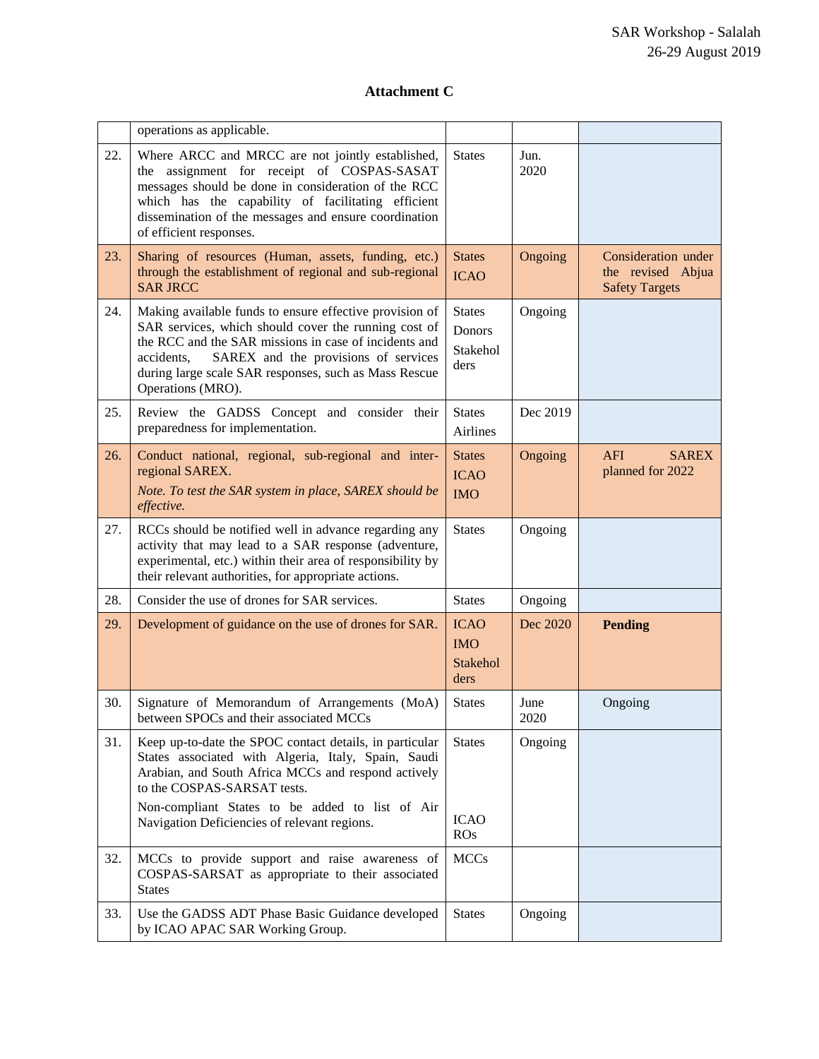## Attachment C

| | | | | |
|---|---|---|---|---|
| | operations as applicable. | | | |
| 22. | Where ARCC and MRCC are not jointly established, the assignment for receipt of COSPAS-SASAT messages should be done in consideration of the RCC which has the capability of facilitating efficient dissemination of the messages and ensure coordination of efficient responses. | States | Jun. 2020 | |
| 23. | Sharing of resources (Human, assets, funding, etc.) through the establishment of regional and sub-regional SAR JRCC | States<br>ICAO | Ongoing | Consideration under the revised Abjua Safety Targets |
| 24. | Making available funds to ensure effective provision of SAR services, which should cover the running cost of the RCC and the SAR missions in case of incidents and accidents, SAREX and the provisions of services during large scale SAR responses, such as Mass Rescue Operations (MRO). | States<br>Donors<br>Stakeholders | Ongoing | |
| 25. | Review the GADSS Concept and consider their preparedness for implementation. | States<br>Airlines | Dec 2019 | |
| 26. | Conduct national, regional, sub-regional and inter-regional SAREX.<br>*Note. To test the SAR system in place, SAREX should be effective.* | States<br>ICAO<br>IMO | Ongoing | AFI SAREX planned for 2022 |
| 27. | RCCs should be notified well in advance regarding any activity that may lead to a SAR response (adventure, experimental, etc.) within their area of responsibility by their relevant authorities, for appropriate actions. | States | Ongoing | |
| 28. | Consider the use of drones for SAR services. | States | Ongoing | |
| 29. | Development of guidance on the use of drones for SAR. | ICAO<br>IMO<br>Stakeholders | Dec 2020 | **Pending** |
| 30. | Signature of Memorandum of Arrangements (MoA) between SPOCs and their associated MCCs | States | June 2020 | Ongoing |
| 31. | Keep up-to-date the SPOC contact details, in particular States associated with Algeria, Italy, Spain, Saudi Arabian, and South Africa MCCs and respond actively to the COSPAS-SARSAT tests.<br>Non-compliant States to be added to list of Air Navigation Deficiencies of relevant regions. | States<br><br>ICAO ROs | Ongoing | |
| 32. | MCCs to provide support and raise awareness of COSPAS-SARSAT as appropriate to their associated States | MCCs | | |
| 33. | Use the GADSS ADT Phase Basic Guidance developed by ICAO APAC SAR Working Group. | States | Ongoing | |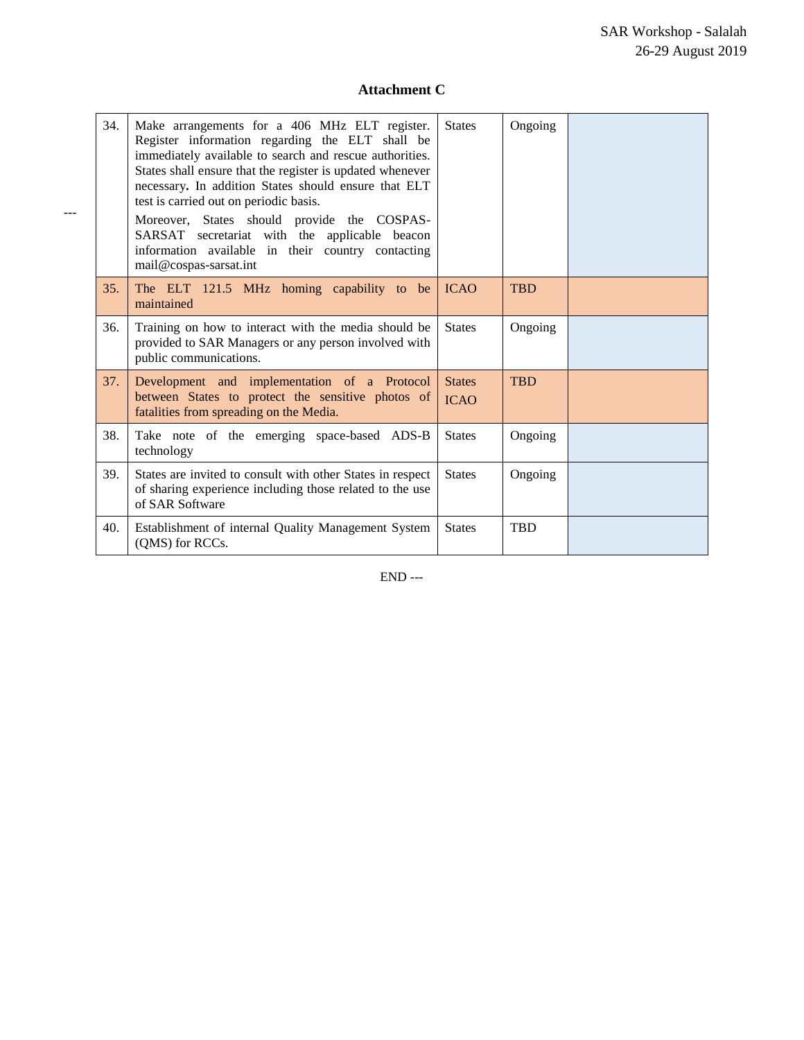### Attachment C

| | | | | |
|---|---|---|---|---|
| 34. | Make arrangements for a 406 MHz ELT register. Register information regarding the ELT shall be immediately available to search and rescue authorities. States shall ensure that the register is updated whenever necessary**.** In addition States should ensure that ELT test is carried out on periodic basis.<br>Moreover, States should provide the COSPAS-SARSAT secretariat with the applicable beacon information available in their country contacting mail@cospas-sarsat.int | States | Ongoing | |
| 35. | The ELT 121.5 MHz homing capability to be maintained | ICAO | TBD | |
| 36. | Training on how to interact with the media should be provided to SAR Managers or any person involved with public communications. | States | Ongoing | |
| 37. | Development and implementation of a Protocol between States to protect the sensitive photos of fatalities from spreading on the Media. | States<br>ICAO | TBD | |
| 38. | Take note of the emerging space-based ADS-B technology | States | Ongoing | |
| 39. | States are invited to consult with other States in respect of sharing experience including those related to the use of SAR Software | States | Ongoing | |
| 40. | Establishment of internal Quality Management System (QMS) for RCCs. | States | TBD | |

--- END ---